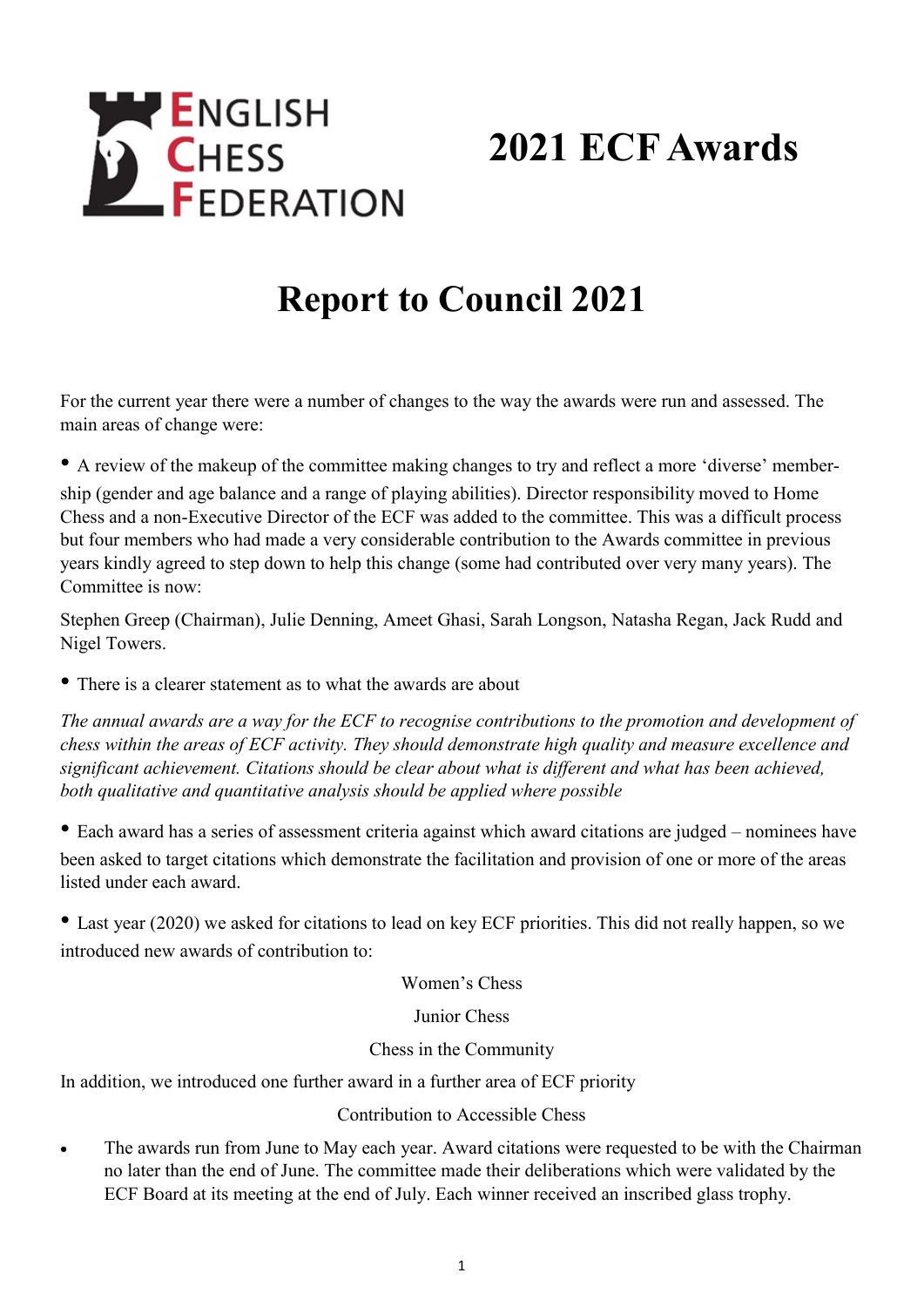# 2021 ECF Awards

# Report to Council 2021

For the current year there were a number of changes to the way the awards were run and assessed. The main areas of change were:

- A review of the makeup of the committee making changes to try and reflect a more 'diverse' membership (gender and age balance and a range of playing abilities). Director responsibility moved to Home Chess and a non-Executive Director of the ECF was added to the committee. This was a difficult process but four members who had made a very considerable contribution to the Awards committee in previous years kindly agreed to step down to help this change (some had contributed over very many years). The Committee is now:

Stephen Greep (Chairman), Julie Denning, Ameet Ghasi, Sarah Longson, Natasha Regan, Jack Rudd and Nigel Towers.

- There is a clearer statement as to what the awards are about

*The annual awards are a way for the ECF to recognise contributions to the promotion and development of chess within the areas of ECF activity. They should demonstrate high quality and measure excellence and significant achievement. Citations should be clear about what is different and what has been achieved, both qualitative and quantitative analysis should be applied where possible*

- Each award has a series of assessment criteria against which award citations are judged – nominees have been asked to target citations which demonstrate the facilitation and provision of one or more of the areas listed under each award.

- Last year (2020) we asked for citations to lead on key ECF priorities. This did not really happen, so we introduced new awards of contribution to:

Women's Chess

Junior Chess

Chess in the Community

In addition, we introduced one further award in a further area of ECF priority

Contribution to Accessible Chess

- The awards run from June to May each year. Award citations were requested to be with the Chairman no later than the end of June. The committee made their deliberations which were validated by the ECF Board at its meeting at the end of July. Each winner received an inscribed glass trophy.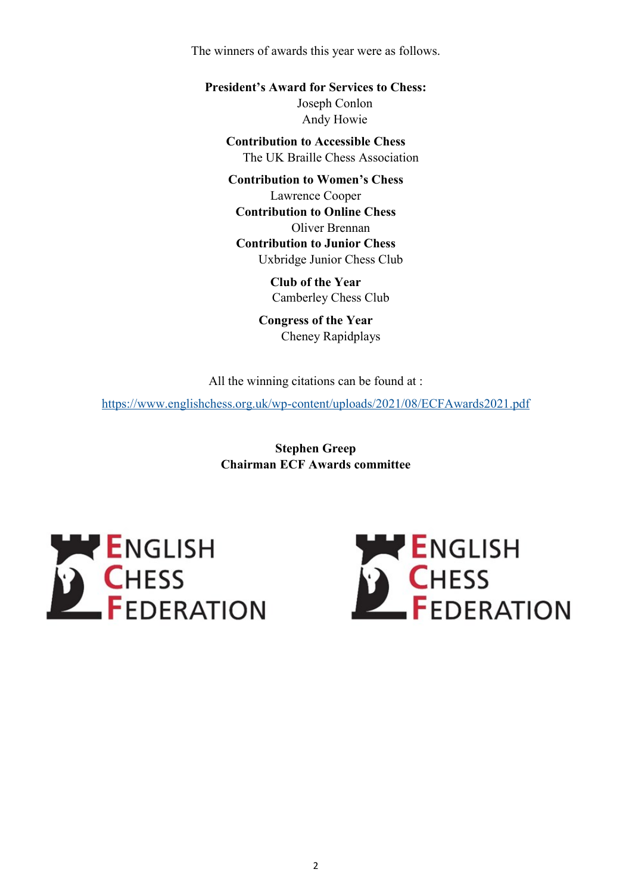The winners of awards this year were as follows.

**President's Award for Services to Chess:**
Joseph Conlon
Andy Howie

**Contribution to Accessible Chess**
The UK Braille Chess Association

**Contribution to Women's Chess**
Lawrence Cooper

**Contribution to Online Chess**
Oliver Brennan

**Contribution to Junior Chess**
Uxbridge Junior Chess Club

**Club of the Year**
Camberley Chess Club

**Congress of the Year**
Cheney Rapidplays

All the winning citations can be found at :

https://www.englishchess.org.uk/wp-content/uploads/2021/08/ECFAwards2021.pdf

**Stephen Greep**
**Chairman ECF Awards committee**

ENGLISH CHESS FEDERATION

ENGLISH CHESS FEDERATION